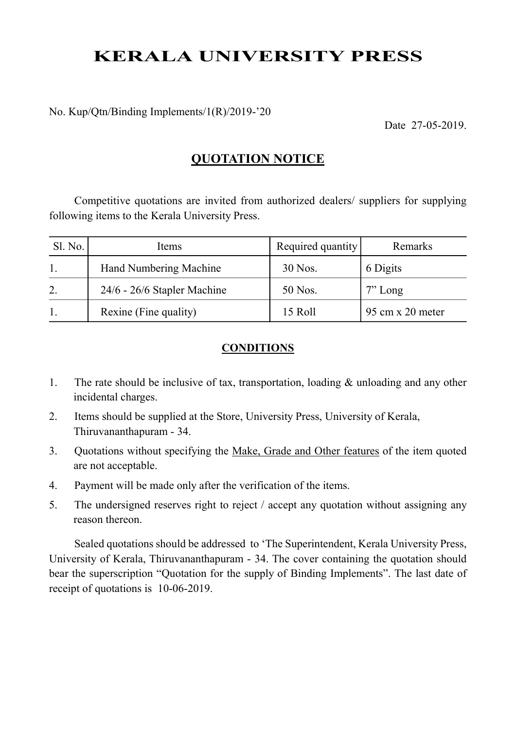# KERALA UNIVERSITY PRESS

No. Kup/Qtn/Binding Implements/1(R)/2019-'20

Date 27-05-2019.

## QUOTATION NOTICE

Competitive quotations are invited from authorized dealers/ suppliers for supplying following items to the Kerala University Press.

| Sl. No. | Items | Required quantity | Remarks |
|---|---|---|---|
| 1. | Hand Numbering Machine | 30 Nos. | 6 Digits |
| 2. | 24/6 - 26/6 Stapler Machine | 50 Nos. | 7" Long |
| 1. | Rexine (Fine quality) | 15 Roll | 95 cm x 20 meter |

### CONDITIONS

1. The rate should be inclusive of tax, transportation, loading & unloading and any other incidental charges.
2. Items should be supplied at the Store, University Press, University of Kerala, Thiruvananthapuram - 34.
3. Quotations without specifying the Make, Grade and Other features of the item quoted are not acceptable.
4. Payment will be made only after the verification of the items.
5. The undersigned reserves right to reject / accept any quotation without assigning any reason thereon.

Sealed quotations should be addressed to 'The Superintendent, Kerala University Press, University of Kerala, Thiruvananthapuram - 34. The cover containing the quotation should bear the superscription "Quotation for the supply of Binding Implements". The last date of receipt of quotations is 10-06-2019.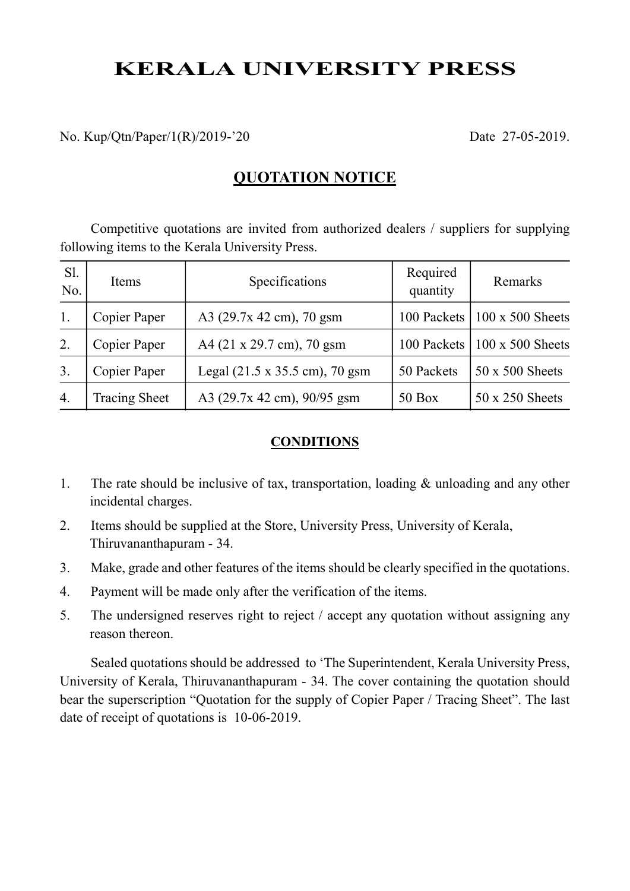# KERALA UNIVERSITY PRESS

No. Kup/Qtn/Paper/1(R)/2019-'20 Date 27-05-2019.

## QUOTATION NOTICE

Competitive quotations are invited from authorized dealers / suppliers for supplying following items to the Kerala University Press.

| Sl. No. | Items | Specifications | Required quantity | Remarks |
|---|---|---|---|---|
| 1. | Copier Paper | A3 (29.7x 42 cm), 70 gsm | 100 Packets | 100 x 500 Sheets |
| 2. | Copier Paper | A4 (21 x 29.7 cm), 70 gsm | 100 Packets | 100 x 500 Sheets |
| 3. | Copier Paper | Legal (21.5 x 35.5 cm), 70 gsm | 50 Packets | 50 x 500 Sheets |
| 4. | Tracing Sheet | A3 (29.7x 42 cm), 90/95 gsm | 50 Box | 50 x 250 Sheets |

### CONDITIONS

1. The rate should be inclusive of tax, transportation, loading & unloading and any other incidental charges.
2. Items should be supplied at the Store, University Press, University of Kerala, Thiruvananthapuram - 34.
3. Make, grade and other features of the items should be clearly specified in the quotations.
4. Payment will be made only after the verification of the items.
5. The undersigned reserves right to reject / accept any quotation without assigning any reason thereon.

Sealed quotations should be addressed to 'The Superintendent, Kerala University Press, University of Kerala, Thiruvananthapuram - 34. The cover containing the quotation should bear the superscription "Quotation for the supply of Copier Paper / Tracing Sheet". The last date of receipt of quotations is 10-06-2019.